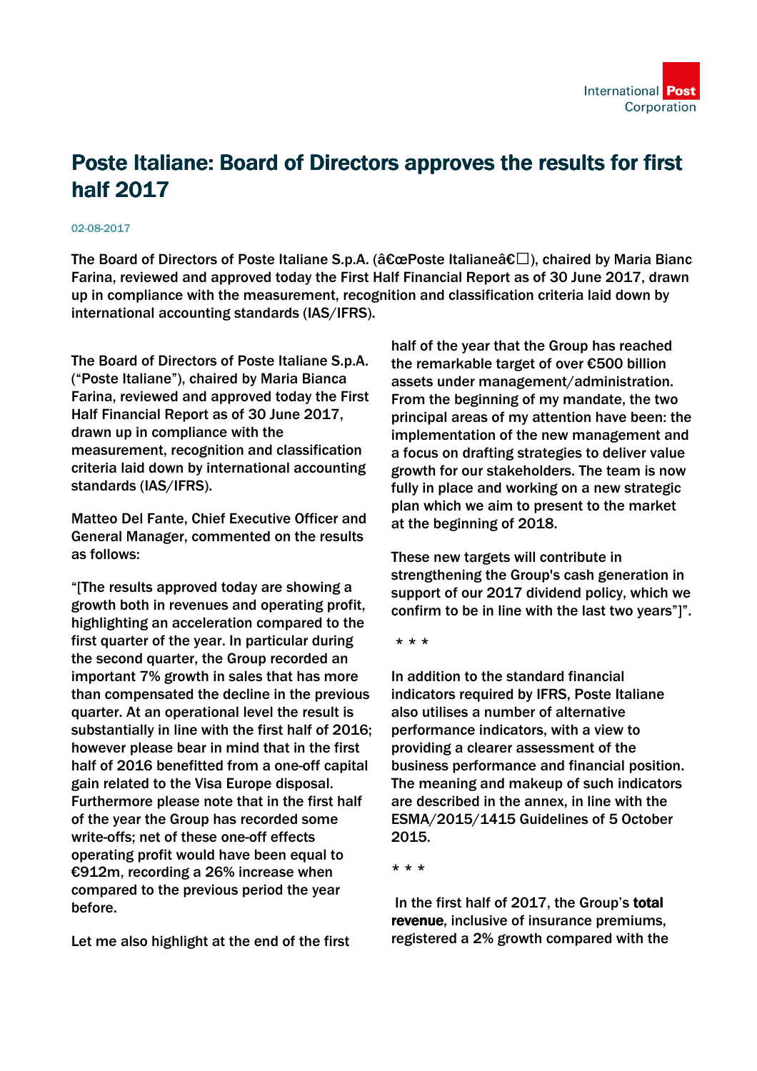# Poste Italiane: Board of Directors approves the results for first half 2017

02-08-2017

The Board of Directors of Poste Italiane S.p.A. (â€œPoste Italianeâ€□), chaired by Maria Bianca Farina, reviewed and approved today the First Half Financial Report as of 30 June 2017, drawn up in compliance with the measurement, recognition and classification criteria laid down by international accounting standards (IAS/IFRS).

The Board of Directors of Poste Italiane S.p.A. (“Poste Italiane”), chaired by Maria Bianca Farina, reviewed and approved today the First Half Financial Report as of 30 June 2017, drawn up in compliance with the measurement, recognition and classification criteria laid down by international accounting standards (IAS/IFRS).

Matteo Del Fante, Chief Executive Officer and General Manager, commented on the results as follows:

“[The results approved today are showing a growth both in revenues and operating profit, highlighting an acceleration compared to the first quarter of the year. In particular during the second quarter, the Group recorded an important 7% growth in sales that has more than compensated the decline in the previous quarter. At an operational level the result is substantially in line with the first half of 2016; however please bear in mind that in the first half of 2016 benefitted from a one-off capital gain related to the Visa Europe disposal. Furthermore please note that in the first half of the year the Group has recorded some write-offs; net of these one-off effects operating profit would have been equal to €912m, recording a 26% increase when compared to the previous period the year before.

Let me also highlight at the end of the first half of the year that the Group has reached the remarkable target of over €500 billion assets under management/administration. From the beginning of my mandate, the two principal areas of my attention have been: the implementation of the new management and a focus on drafting strategies to deliver value growth for our stakeholders. The team is now fully in place and working on a new strategic plan which we aim to present to the market at the beginning of 2018.

These new targets will contribute in strengthening the Group's cash generation in support of our 2017 dividend policy, which we confirm to be in line with the last two years”]”.

\* \* \*

In addition to the standard financial indicators required by IFRS, Poste Italiane also utilises a number of alternative performance indicators, with a view to providing a clearer assessment of the business performance and financial position. The meaning and makeup of such indicators are described in the annex, in line with the ESMA/2015/1415 Guidelines of 5 October 2015.

\* \* \*

In the first half of 2017, the Group’s **total revenue**, inclusive of insurance premiums, registered a 2% growth compared with the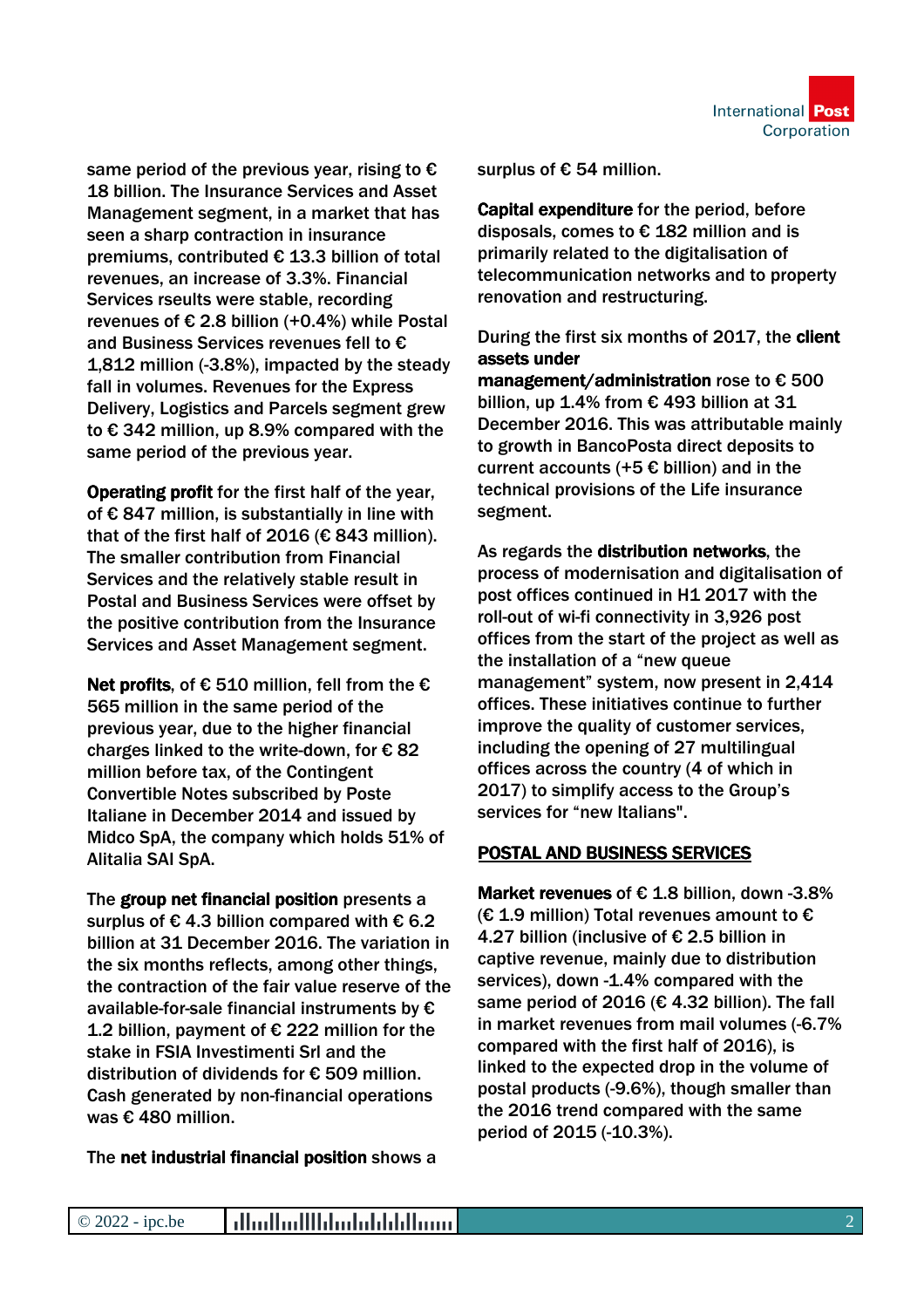same period of the previous year, rising to € 18 billion. The Insurance Services and Asset Management segment, in a market that has seen a sharp contraction in insurance premiums, contributed € 13.3 billion of total revenues, an increase of 3.3%. Financial Services rseults were stable, recording revenues of € 2.8 billion (+0.4%) while Postal and Business Services revenues fell to € 1,812 million (-3.8%), impacted by the steady fall in volumes. Revenues for the Express Delivery, Logistics and Parcels segment grew to € 342 million, up 8.9% compared with the same period of the previous year.

**Operating profit** for the first half of the year, of € 847 million, is substantially in line with that of the first half of 2016 (€ 843 million). The smaller contribution from Financial Services and the relatively stable result in Postal and Business Services were offset by the positive contribution from the Insurance Services and Asset Management segment.

**Net profits**, of € 510 million, fell from the € 565 million in the same period of the previous year, due to the higher financial charges linked to the write-down, for € 82 million before tax, of the Contingent Convertible Notes subscribed by Poste Italiane in December 2014 and issued by Midco SpA, the company which holds 51% of Alitalia SAI SpA.

The **group net financial position** presents a surplus of € 4.3 billion compared with € 6.2 billion at 31 December 2016. The variation in the six months reflects, among other things, the contraction of the fair value reserve of the available-for-sale financial instruments by € 1.2 billion, payment of € 222 million for the stake in FSIA Investimenti Srl and the distribution of dividends for € 509 million. Cash generated by non-financial operations was € 480 million.

The **net industrial financial position** shows a surplus of € 54 million.

**Capital expenditure** for the period, before disposals, comes to € 182 million and is primarily related to the digitalisation of telecommunication networks and to property renovation and restructuring.

During the first six months of 2017, the **client assets under management/administration** rose to € 500 billion, up 1.4% from € 493 billion at 31 December 2016. This was attributable mainly to growth in BancoPosta direct deposits to current accounts (+5 € billion) and in the technical provisions of the Life insurance segment.

As regards the **distribution networks**, the process of modernisation and digitalisation of post offices continued in H1 2017 with the roll-out of wi-fi connectivity in 3,926 post offices from the start of the project as well as the installation of a "new queue management" system, now present in 2,414 offices. These initiatives continue to further improve the quality of customer services, including the opening of 27 multilingual offices across the country (4 of which in 2017) to simplify access to the Group's services for "new Italians".

## POSTAL AND BUSINESS SERVICES

**Market revenues** of € 1.8 billion, down -3.8% (€ 1.9 million) Total revenues amount to € 4.27 billion (inclusive of € 2.5 billion in captive revenue, mainly due to distribution services), down -1.4% compared with the same period of 2016 (€ 4.32 billion). The fall in market revenues from mail volumes (-6.7% compared with the first half of 2016), is linked to the expected drop in the volume of postal products (-9.6%), though smaller than the 2016 trend compared with the same period of 2015 (-10.3%).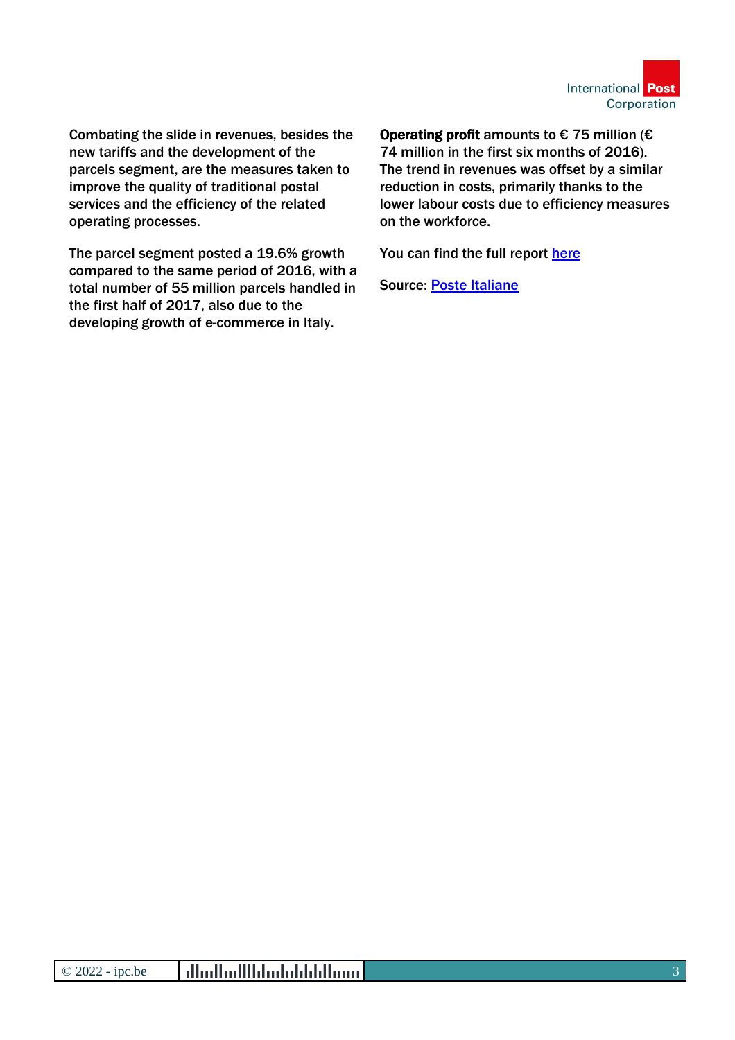Combating the slide in revenues, besides the new tariffs and the development of the parcels segment, are the measures taken to improve the quality of traditional postal services and the efficiency of the related operating processes.

The parcel segment posted a 19.6% growth compared to the same period of 2016, with a total number of 55 million parcels handled in the first half of 2017, also due to the developing growth of e-commerce in Italy.

**Operating profit** amounts to € 75 million (€ 74 million in the first six months of 2016). The trend in revenues was offset by a similar reduction in costs, primarily thanks to the lower labour costs due to efficiency measures on the workforce.

You can find the full report here

Source: Poste Italiane